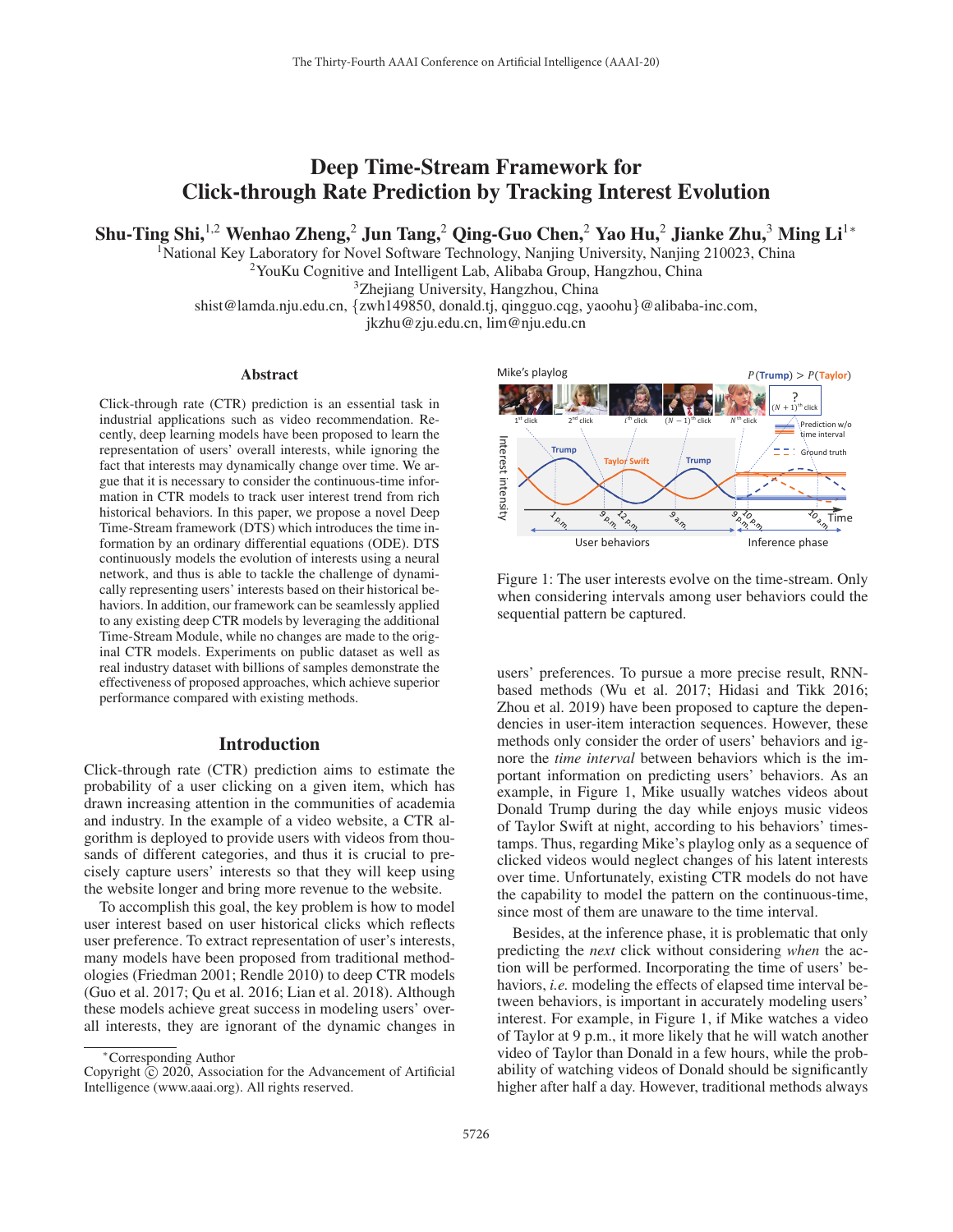# Deep Time-Stream Framework for Click-through Rate Prediction by Tracking Interest Evolution

**Shu-Ting Shi,[1,2] Wenhao Zheng,[2] Jun Tang,[2] Qing-Guo Chen,[2] Yao Hu,[2] Jianke Zhu,[3] Ming Li[1*]**

[1]National Key Laboratory for Novel Software Technology, Nanjing University, Nanjing 210023, China
[2]YouKu Cognitive and Intelligent Lab, Alibaba Group, Hangzhou, China
[3]Zhejiang University, Hangzhou, China
shist@lamda.nju.edu.cn, {zwh149850, donald.tj, qingguo.cqg, yaoohu}@alibaba-inc.com, jkzhu@zju.edu.cn, lim@nju.edu.cn

## Abstract

Click-through rate (CTR) prediction is an essential task in industrial applications such as video recommendation. Recently, deep learning models have been proposed to learn the representation of users' overall interests, while ignoring the fact that interests may dynamically change over time. We argue that it is necessary to consider the continuous-time information in CTR models to track user interest trend from rich historical behaviors. In this paper, we propose a novel Deep Time-Stream framework (DTS) which introduces the time information by an ordinary differential equations (ODE). DTS continuously models the evolution of interests using a neural network, and thus is able to tackle the challenge of dynamically representing users' interests based on their historical behaviors. In addition, our framework can be seamlessly applied to any existing deep CTR models by leveraging the additional Time-Stream Module, while no changes are made to the original CTR models. Experiments on public dataset as well as real industry dataset with billions of samples demonstrate the effectiveness of proposed approaches, which achieve superior performance compared with existing methods.

## Introduction

Click-through rate (CTR) prediction aims to estimate the probability of a user clicking on a given item, which has drawn increasing attention in the communities of academia and industry. In the example of a video website, a CTR algorithm is deployed to provide users with videos from thousands of different categories, and thus it is crucial to precisely capture users' interests so that they will keep using the website longer and bring more revenue to the website.

To accomplish this goal, the key problem is how to model user interest based on user historical clicks which reflects user preference. To extract representation of user's interests, many models have been proposed from traditional methodologies (Friedman 2001; Rendle 2010) to deep CTR models (Guo et al. 2017; Qu et al. 2016; Lian et al. 2018). Although these models achieve great success in modeling users' overall interests, they are ignorant of the dynamic changes in users' preferences. To pursue a more precise result, RNN-based methods (Wu et al. 2017; Hidasi and Tikk 2016; Zhou et al. 2019) have been proposed to capture the dependencies in user-item interaction sequences. However, these methods only consider the order of users' behaviors and ignore the *time interval* between behaviors which is the important information on predicting users' behaviors. As an example, in Figure 1, Mike usually watches videos about Donald Trump during the day while enjoys music videos of Taylor Swift at night, according to his behaviors' timestamps. Thus, regarding Mike's playlog only as a sequence of clicked videos would neglect changes of his latent interests over time. Unfortunately, existing CTR models do not have the capability to model the pattern on the continuous-time, since most of them are unaware to the time interval.

Figure 1: The user interests evolve on the time-stream. Only when considering intervals among user behaviors could the sequential pattern be captured.

Besides, at the inference phase, it is problematic that only predicting the *next* click without considering *when* the action will be performed. Incorporating the time of users' behaviors, *i.e.* modeling the effects of elapsed time interval between behaviors, is important in accurately modeling users' interest. For example, in Figure 1, if Mike watches a video of Taylor at 9 p.m., it more likely that he will watch another video of Taylor than Donald in a few hours, while the probability of watching videos of Donald should be significantly higher after half a day. However, traditional methods always

*Corresponding Author
Copyright © 2020, Association for the Advancement of Artificial Intelligence (www.aaai.org). All rights reserved.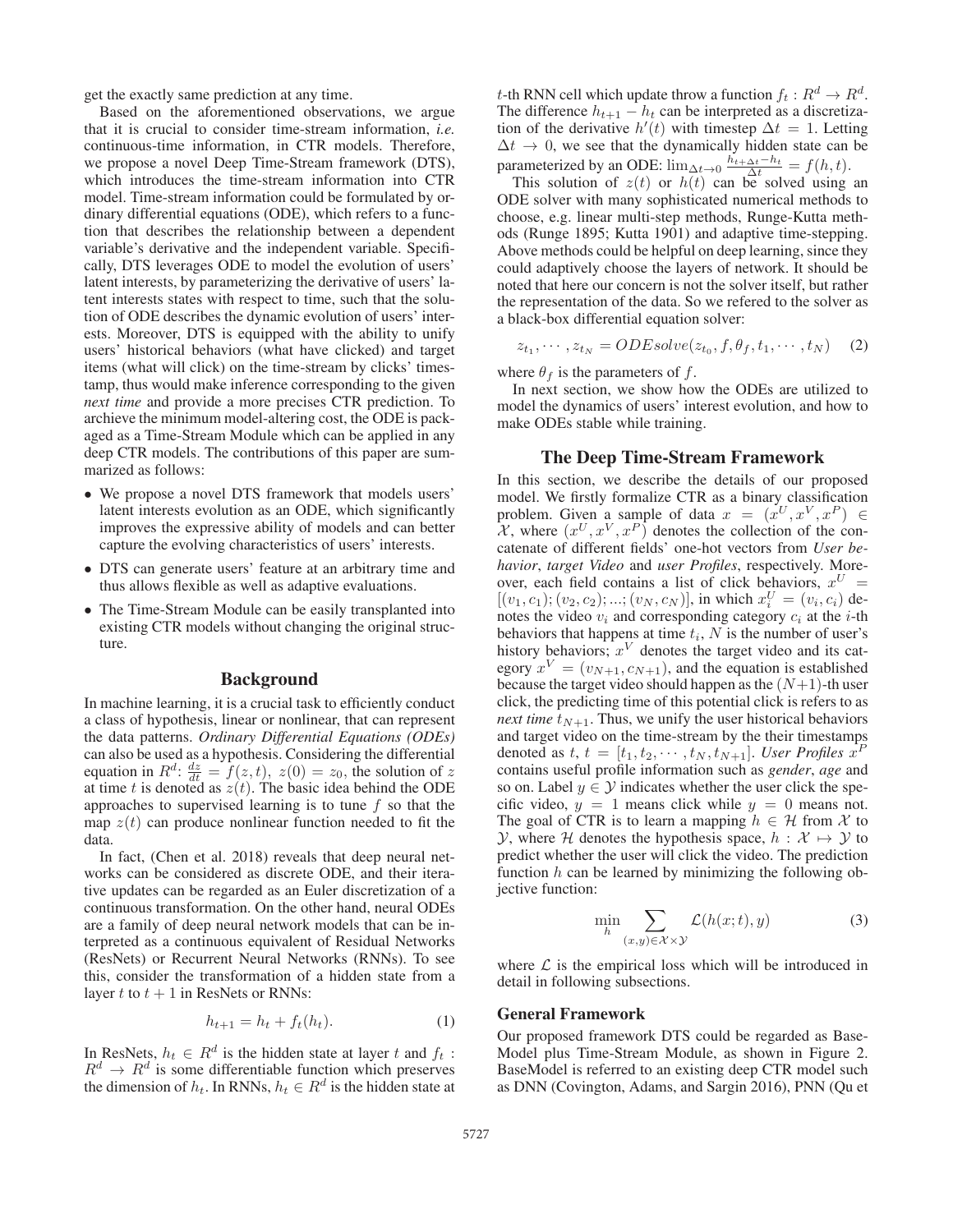get the exactly same prediction at any time.

Based on the aforementioned observations, we argue that it is crucial to consider time-stream information, *i.e.* continuous-time information, in CTR models. Therefore, we propose a novel Deep Time-Stream framework (DTS), which introduces the time-stream information into CTR model. Time-stream information could be formulated by ordinary differential equations (ODE), which refers to a function that describes the relationship between a dependent variable's derivative and the independent variable. Specifically, DTS leverages ODE to model the evolution of users' latent interests, by parameterizing the derivative of users' latent interests states with respect to time, such that the solution of ODE describes the dynamic evolution of users' interests. Moreover, DTS is equipped with the ability to unify users' historical behaviors (what have clicked) and target items (what will click) on the time-stream by clicks' timestamp, thus would make inference corresponding to the given *next time* and provide a more precises CTR prediction. To archieve the minimum model-altering cost, the ODE is packaged as a Time-Stream Module which can be applied in any deep CTR models. The contributions of this paper are summarized as follows:

- We propose a novel DTS framework that models users' latent interests evolution as an ODE, which significantly improves the expressive ability of models and can better capture the evolving characteristics of users' interests.
- DTS can generate users' feature at an arbitrary time and thus allows flexible as well as adaptive evaluations.
- The Time-Stream Module can be easily transplanted into existing CTR models without changing the original structure.

## Background

In machine learning, it is a crucial task to efficiently conduct a class of hypothesis, linear or nonlinear, that can represent the data patterns. *Ordinary Differential Equations (ODEs)* can also be used as a hypothesis. Considering the differential equation in $R^d$: $\frac{dz}{dt} = f(z,t),\ z(0) = z_0$, the solution of $z$ at time $t$ is denoted as $z(t)$. The basic idea behind the ODE approaches to supervised learning is to tune $f$ so that the map $z(t)$ can produce nonlinear function needed to fit the data.

In fact, (Chen et al. 2018) reveals that deep neural networks can be considered as discrete ODE, and their iterative updates can be regarded as an Euler discretization of a continuous transformation. On the other hand, neural ODEs are a family of deep neural network models that can be interpreted as a continuous equivalent of Residual Networks (ResNets) or Recurrent Neural Networks (RNNs). To see this, consider the transformation of a hidden state from a layer $t$ to $t+1$ in ResNets or RNNs:

$$h_{t+1} = h_t + f_t(h_t). \tag{1}$$

In ResNets, $h_t \in R^d$ is the hidden state at layer $t$ and $f_t : R^d \to R^d$ is some differentiable function which preserves the dimension of $h_t$. In RNNs, $h_t \in R^d$ is the hidden state at $t$-th RNN cell which update throw a function $f_t : R^d \to R^d$. The difference $h_{t+1} - h_t$ can be interpreted as a discretization of the derivative $h'(t)$ with timestep $\Delta t = 1$. Letting $\Delta t \to 0$, we see that the dynamically hidden state can be parameterized by an ODE: $\lim_{\Delta t \to 0} \frac{h_{t+\Delta t} - h_t}{\Delta t} = f(h,t)$.

This solution of $z(t)$ or $h(t)$ can be solved using an ODE solver with many sophisticated numerical methods to choose, e.g. linear multi-step methods, Runge-Kutta methods (Runge 1895; Kutta 1901) and adaptive time-stepping. Above methods could be helpful on deep learning, since they could adaptively choose the layers of network. It should be noted that here our concern is not the solver itself, but rather the representation of the data. So we refered to the solver as a black-box differential equation solver:

$$z_{t_1}, \cdots, z_{t_N} = ODEsolve(z_{t_0}, f, \theta_f, t_1, \cdots, t_N) \tag{2}$$

where $\theta_f$ is the parameters of $f$.

In next section, we show how the ODEs are utilized to model the dynamics of users' interest evolution, and how to make ODEs stable while training.

## The Deep Time-Stream Framework

In this section, we describe the details of our proposed model. We firstly formalize CTR as a binary classification problem. Given a sample of data $x = (x^U, x^V, x^P) \in \mathcal{X}$, where $(x^U, x^V, x^P)$ denotes the collection of the concatenate of different fields' one-hot vectors from *User behavior*, *target Video* and *user Profiles*, respectively. Moreover, each field contains a list of click behaviors, $x^U = [(v_1, c_1); (v_2, c_2); ...; (v_N, c_N)]$, in which $x_i^U = (v_i, c_i)$ denotes the video $v_i$ and corresponding category $c_i$ at the $i$-th behaviors that happens at time $t_i$, $N$ is the number of user's history behaviors; $x^V$ denotes the target video and its category $x^V = (v_{N+1}, c_{N+1})$, and the equation is established because the target video should happen as the $(N+1)$-th user click, the predicting time of this potential click is refers to as *next time* $t_{N+1}$. Thus, we unify the user historical behaviors and target video on the time-stream by the their timestamps denoted as $t$, $t = [t_1, t_2, \cdots, t_N, t_{N+1}]$. *User Profiles* $x^P$ contains useful profile information such as *gender*, *age* and so on. Label $y \in \mathcal{Y}$ indicates whether the user click the specific video, $y = 1$ means click while $y = 0$ means not. The goal of CTR is to learn a mapping $h \in \mathcal{H}$ from $\mathcal{X}$ to $\mathcal{Y}$, where $\mathcal{H}$ denotes the hypothesis space, $h : \mathcal{X} \mapsto \mathcal{Y}$ to predict whether the user will click the video. The prediction function $h$ can be learned by minimizing the following objective function:

$$\min_h \sum_{(x,y) \in \mathcal{X} \times \mathcal{Y}} \mathcal{L}(h(x;t), y) \tag{3}$$

where $\mathcal{L}$ is the empirical loss which is introduced in detail in following subsections.

### General Framework

Our proposed framework DTS could be regarded as BaseModel plus Time-Stream Module, as shown in Figure 2. BaseModel is referred to an existing deep CTR model such as DNN (Covington, Adams, and Sargin 2016), PNN (Qu et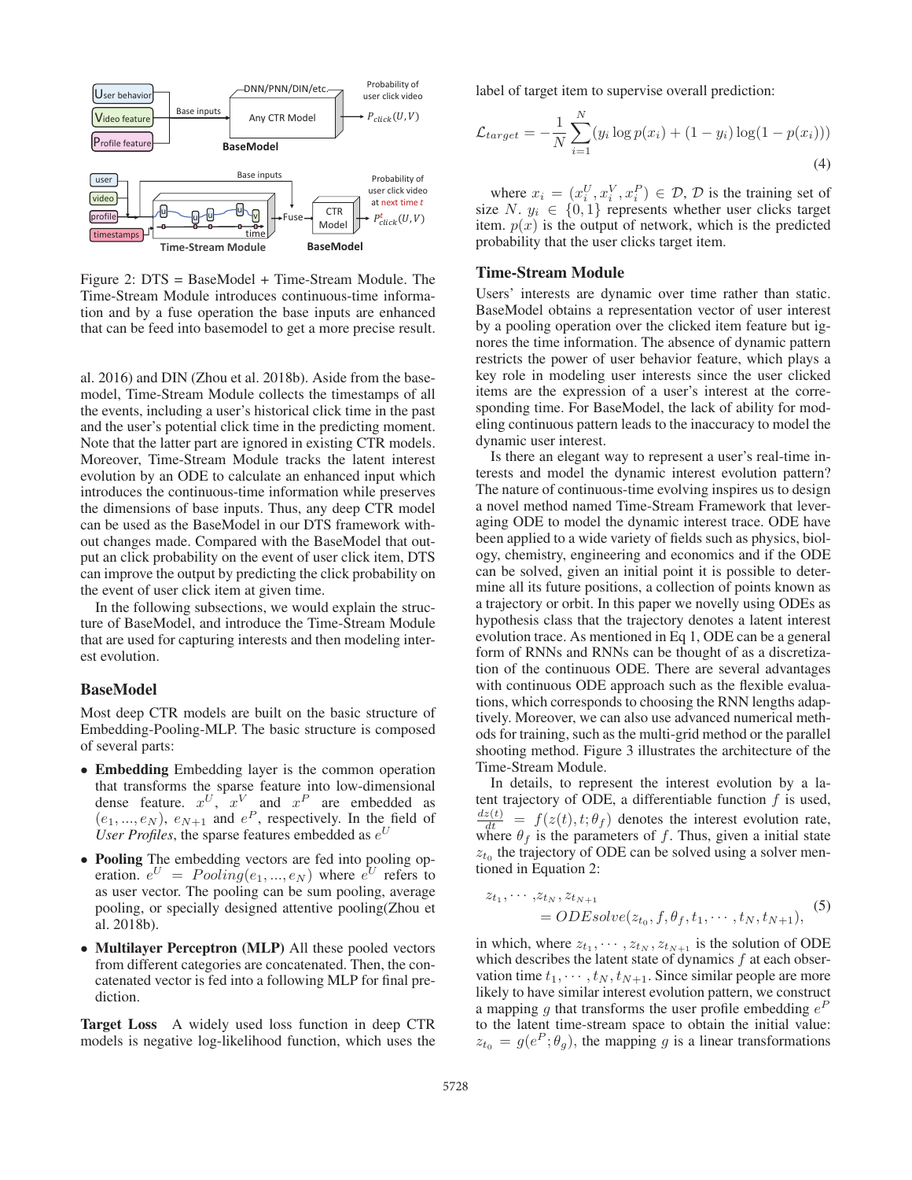Figure 2: DTS = BaseModel + Time-Stream Module. The Time-Stream Module introduces continuous-time information and by a fuse operation the base inputs are enhanced that can be feed into basemodel to get a more precise result.

al. 2016) and DIN (Zhou et al. 2018b). Aside from the basemodel, Time-Stream Module collects the timestamps of all the events, including a user's historical click time in the past and the user's potential click time in the predicting moment. Note that the latter part are ignored in existing CTR models. Moreover, Time-Stream Module tracks the latent interest evolution by an ODE to calculate an enhanced input which introduces the continuous-time information while preserves the dimensions of base inputs. Thus, any deep CTR model can be used as the BaseModel in our DTS framework without changes made. Compared with the BaseModel that output an click probability on the event of user click item, DTS can improve the output by predicting the click probability on the event of user click item at given time.

In the following subsections, we would explain the structure of BaseModel, and introduce the Time-Stream Module that are used for capturing interests and then modeling interest evolution.

## BaseModel

Most deep CTR models are built on the basic structure of Embedding-Pooling-MLP. The basic structure is composed of several parts:

- **Embedding** Embedding layer is the common operation that transforms the sparse feature into low-dimensional dense feature. $x^U$, $x^V$ and $x^P$ are embedded as $(e_1, ..., e_N)$, $e_{N+1}$ and $e^P$, respectively. In the field of *User Profiles*, the sparse features embedded as $e^U$
- **Pooling** The embedding vectors are fed into pooling operation. $e^U = Pooling(e_1, ..., e_N)$ where $e^U$ refers to as user vector. The pooling can be sum pooling, average pooling, or specially designed attentive pooling(Zhou et al. 2018b).
- **Multilayer Perceptron (MLP)** All these pooled vectors from different categories are concatenated. Then, the concatenated vector is fed into a following MLP for final prediction.

**Target Loss** A widely used loss function in deep CTR models is negative log-likelihood function, which uses the label of target item to supervise overall prediction:

$$\mathcal{L}_{target} = -\frac{1}{N}\sum_{i=1}^{N}(y_i \log p(x_i) + (1 - y_i)\log(1 - p(x_i))) \tag{4}$$

where $x_i = (x_i^U, x_i^V, x_i^P) \in \mathcal{D}$, $\mathcal{D}$ is the training set of size $N$. $y_i \in \{0, 1\}$ represents whether user clicks target item. $p(x)$ is the output of network, which is the predicted probability that the user clicks target item.

## Time-Stream Module

Users' interests are dynamic over time rather than static. BaseModel obtains a representation vector of user interest by a pooling operation over the clicked item feature but ignores the time information. The absence of dynamic pattern restricts the power of user behavior feature, which plays a key role in modeling user interests since the user clicked items are the expression of a user's interest at the corresponding time. For BaseModel, the lack of ability for modeling continuous pattern leads to the inaccuracy to model the dynamic user interest.

Is there an elegant way to represent a user's real-time interests and model the dynamic interest evolution pattern? The nature of continuous-time evolving inspires us to design a novel method named Time-Stream Framework that leveraging ODE to model the dynamic interest trace. ODE have been applied to a wide variety of fields such as physics, biology, chemistry, engineering and economics and if the ODE can be solved, given an initial point it is possible to determine all its future positions, a collection of points known as a trajectory or orbit. In this paper we novelly using ODEs as hypothesis class that the trajectory denotes a latent interest evolution trace. As mentioned in Eq 1, ODE can be a general form of RNNs and RNNs can be thought of as a discretization of the continuous ODE. There are several advantages with continuous ODE approach such as the flexible evaluations, which corresponds to choosing the RNN lengths adaptively. Moreover, we can also use advanced numerical methods for training, such as the multi-grid method or the parallel shooting method. Figure 3 illustrates the architecture of the Time-Stream Module.

In details, to represent the interest evolution by a latent trajectory of ODE, a differentiable function $f$ is used, $\frac{dz(t)}{dt} = f(z(t), t; \theta_f)$ denotes the interest evolution rate, where $\theta_f$ is the parameters of $f$. Thus, given a initial state $z_{t_0}$ the trajectory of ODE can be solved using a solver mentioned in Equation 2:

$$\begin{aligned} z_{t_1}, \cdots, z_{t_N}, z_{t_{N+1}} \\ = ODEsolve(z_{t_0}, f, \theta_f, t_1, \cdots, t_N, t_{N+1}), \end{aligned} \tag{5}$$

in which, where $z_{t_1}, \cdots, z_{t_N}, z_{t_{N+1}}$ is the solution of ODE which describes the latent state of dynamics $f$ at each observation time $t_1, \cdots, t_N, t_{N+1}$. Since similar people are more likely to have similar interest evolution pattern, we construct a mapping $g$ that transforms the user profile embedding $e^P$ to the latent time-stream space to obtain the initial value: $z_{t_0} = g(e^P; \theta_g)$, the mapping $g$ is a linear transformations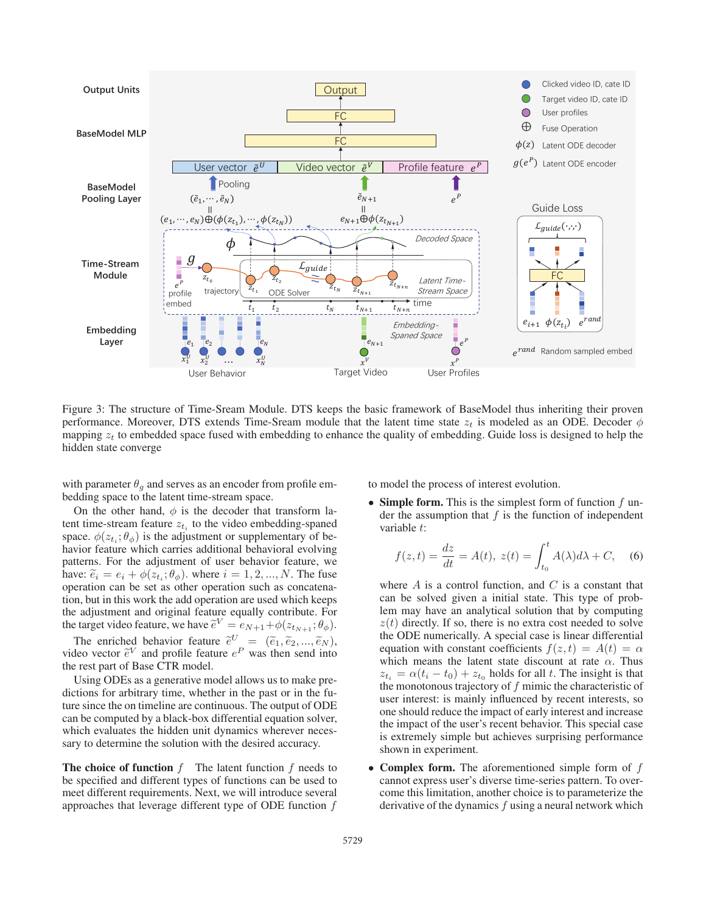Figure 3: The structure of Time-Sream Module. DTS keeps the basic framework of BaseModel thus inheriting their proven performance. Moreover, DTS extends Time-Sream module that the latent time state $z_t$ is modeled as an ODE. Decoder $\phi$ mapping $z_t$ to embedded space fused with embedding to enhance the quality of embedding. Guide loss is designed to help the hidden state converge

with parameter $\theta_g$ and serves as an encoder from profile embedding space to the latent time-stream space.

On the other hand, $\phi$ is the decoder that transform latent time-stream feature $z_{t_i}$ to the video embedding-spaned space. $\phi(z_{t_i}; \theta_\phi)$ is the adjustment or supplementary of behavior feature which carries additional behavioral evolving patterns. For the adjustment of user behavior feature, we have: $\widetilde{e}_i = e_i + \phi(z_{t_i}; \theta_\phi)$. where $i = 1, 2, ..., N$. The fuse operation can be set as other operation such as concatenation, but in this work the add operation are used which keeps the adjustment and original feature equally contribute. For the target video feature, we have $\widetilde{e}^V = e_{N+1} + \phi(z_{t_{N+1}}; \theta_\phi)$.

The enriched behavior feature $\widetilde{e}^U = (\widetilde{e}_1, \widetilde{e}_2, ..., \widetilde{e}_N)$, video vector $\widetilde{e}^V$ and profile feature $e^P$ was then send into the rest part of Base CTR model.

Using ODEs as a generative model allows us to make predictions for arbitrary time, whether in the past or in the future since the on timeline are continuous. The output of ODE can be computed by a black-box differential equation solver, which evaluates the hidden unit dynamics wherever necessary to determine the solution with the desired accuracy.

**The choice of function $f$** The latent function $f$ needs to be specified and different types of functions can be used to meet different requirements. Next, we will introduce several approaches that leverage different type of ODE function $f$ to model the process of interest evolution.

- **Simple form.** This is the simplest form of function $f$ under the assumption that $f$ is the function of independent variable $t$:

$$f(z,t) = \frac{dz}{dt} = A(t),\ z(t) = \int_{t_0}^{t} A(\lambda) d\lambda + C, \quad (6)$$

  where $A$ is a control function, and $C$ is a constant that can be solved given a initial state. This type of problem may have an analytical solution that by computing $z(t)$ directly. If so, there is no extra cost needed to solve the ODE numerically. A special case is linear differential equation with constant coefficients $f(z,t) = A(t) = \alpha$ which means the latent state discount at rate $\alpha$. Thus $z_{t_i} = \alpha(t_i - t_0) + z_{t_0}$ holds for all $t$. The insight is that the monotonous trajectory of $f$ mimic the characteristic of user interest: is mainly influenced by recent interests, so one should reduce the impact of early interest and increase the impact of the user's recent behavior. This special case is extremely simple but achieves surprising performance shown in experiment.

- **Complex form.** The aforementioned simple form of $f$ cannot express user's diverse time-series pattern. To overcome this limitation, another choice is to parameterize the derivative of the dynamics $f$ using a neural network which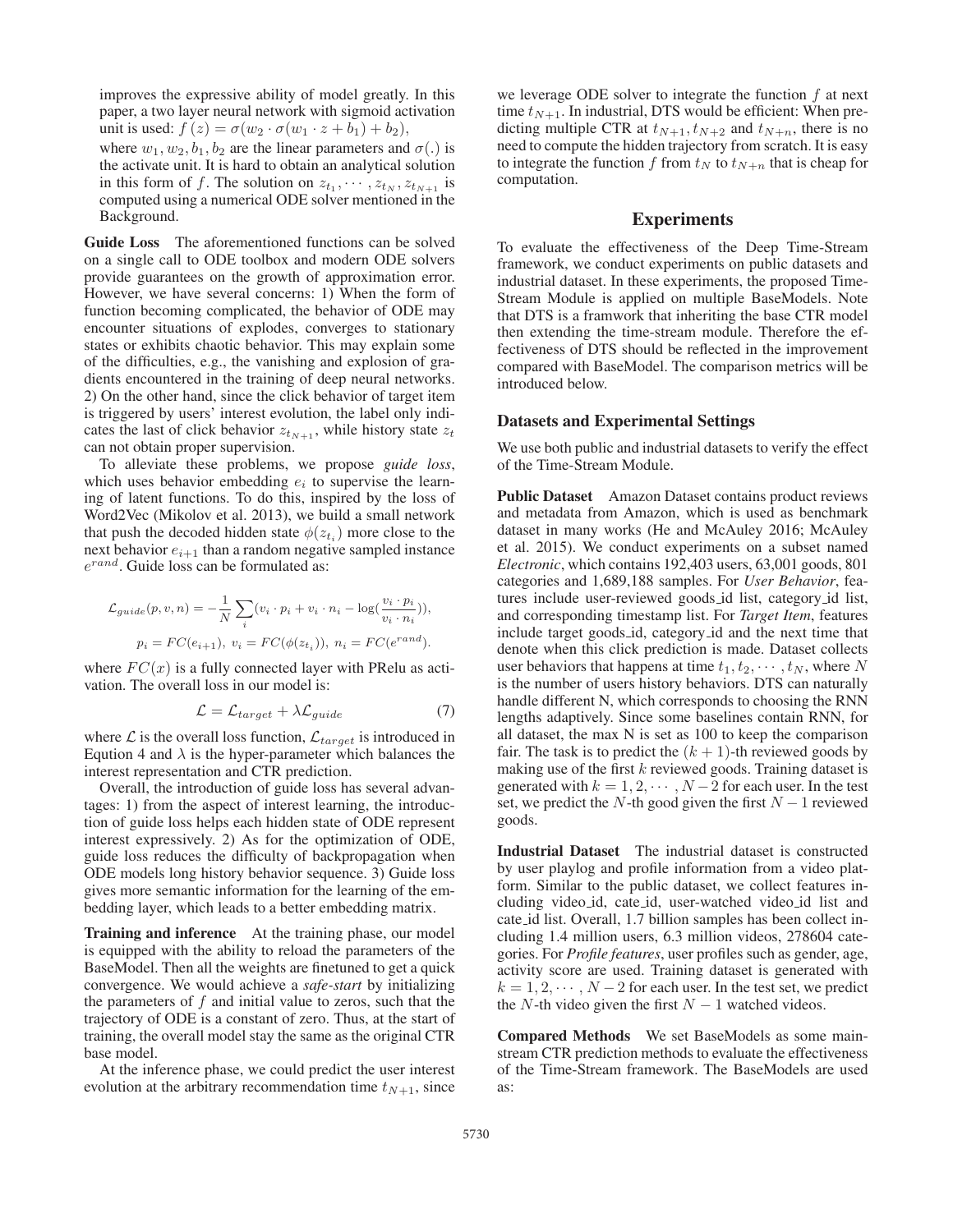improves the expressive ability of model greatly. In this paper, a two layer neural network with sigmoid activation unit is used: $f(z) = \sigma(w_2 \cdot \sigma(w_1 \cdot z + b_1) + b_2)$, where $w_1, w_2, b_1, b_2$ are the linear parameters and $\sigma(.)$ is the activate unit. It is hard to obtain an analytical solution in this form of $f$. The solution on $z_{t_1}, \cdots, z_{t_N}, z_{t_{N+1}}$ is computed using a numerical ODE solver mentioned in the Background.

**Guide Loss** The aforementioned functions can be solved on a single call to ODE toolbox and modern ODE solvers provide guarantees on the growth of approximation error. However, we have several concerns: 1) When the form of function becoming complicated, the behavior of ODE may encounter situations of explodes, converges to stationary states or exhibits chaotic behavior. This may explain some of the difficulties, e.g., the vanishing and explosion of gradients encountered in the training of deep neural networks. 2) On the other hand, since the click behavior of target item is triggered by users' interest evolution, the label only indicates the last of click behavior $z_{t_{N+1}}$, while history state $z_t$ can not obtain proper supervision.

To alleviate these problems, we propose *guide loss*, which uses behavior embedding $e_i$ to supervise the learning of latent functions. To do this, inspired by the loss of Word2Vec (Mikolov et al. 2013), we build a small network that push the decoded hidden state $\phi(z_{t_i})$ more close to the next behavior $e_{i+1}$ than a random negative sampled instance $e^{rand}$. Guide loss can be formulated as:

$$\mathcal{L}_{guide}(p, v, n) = -\frac{1}{N}\sum_i (v_i \cdot p_i + v_i \cdot n_i - \log(\frac{v_i \cdot p_i}{v_i \cdot n_i})),$$

$$p_i = FC(e_{i+1}),\ v_i = FC(\phi(z_{t_i})),\ n_i = FC(e^{rand}).$$

where $FC(x)$ is a fully connected layer with PRelu as activation. The overall loss in our model is:

$$\mathcal{L} = \mathcal{L}_{target} + \lambda \mathcal{L}_{guide} \tag{7}$$

where $\mathcal{L}$ is the overall loss function, $\mathcal{L}_{target}$ is introduced in Equtiion 4 and $\lambda$ is the hyper-parameter which balances the interest representation and CTR prediction.

Overall, the introduction of guide loss has several advantages: 1) from the aspect of interest learning, the introduction of guide loss helps each hidden state of ODE represent interest expressively. 2) As for the optimization of ODE, guide loss reduces the difficulty of backpropagation when ODE models long history behavior sequence. 3) Guide loss gives more semantic information for the learning of the embedding layer, which leads to a better embedding matrix.

**Training and inference** At the training phase, our model is equipped with the ability to reload the parameters of the BaseModel. Then all the weights are finetuned to get a quick convergence. We would achieve a *safe-start* by initializing the parameters of $f$ and initial value to zeros, such that the trajectory of ODE is a constant of zero. Thus, at the start of training, the overall model stay the same as the original CTR base model.

At the inference phase, we could predict the user interest evolution at the arbitrary recommendation time $t_{N+1}$, since we leverage ODE solver to integrate the function $f$ at next time $t_{N+1}$. In industrial, DTS would be efficient: When predicting multiple CTR at $t_{N+1}, t_{N+2}$ and $t_{N+n}$, there is no need to compute the hidden trajectory from scratch. It is easy to integrate the function $f$ from $t_N$ to $t_{N+n}$ that is cheap for computation.

## Experiments

To evaluate the effectiveness of the Deep Time-Stream framework, we conduct experiments on public datasets and industrial dataset. In these experiments, the proposed Time-Stream Module is applied on multiple BaseModels. Note that DTS is a framwork that inheriting the base CTR model then extending the time-stream module. Therefore the effectiveness of DTS should be reflected in the improvement compared with BaseModel. The comparison metrics will be introduced below.

### Datasets and Experimental Settings

We use both public and industrial datasets to verify the effect of the Time-Stream Module.

**Public Dataset** Amazon Dataset contains product reviews and metadata from Amazon, which is used as benchmark dataset in many works (He and McAuley 2016; McAuley et al. 2015). We conduct experiments on a subset named *Electronic*, which contains 192,403 users, 63,001 goods, 801 categories and 1,689,188 samples. For *User Behavior*, features include user-reviewed goods_id list, category_id list, and corresponding timestamp list. For *Target Item*, features include target goods_id, category_id and the next time that denote when this click prediction is made. Dataset collects user behaviors that happens at time $t_1, t_2, \cdots, t_N$, where $N$ is the number of users history behaviors. DTS can naturally handle different N, which corresponds to choosing the RNN lengths adaptively. Since some baselines contain RNN, for all dataset, the max N is set as 100 to keep the comparison fair. The task is to predict the $(k+1)$-th reviewed goods by making use of the first $k$ reviewed goods. Training dataset is generated with $k = 1, 2, \cdots, N-2$ for each user. In the test set, we predict the $N$-th good given the first $N-1$ reviewed goods.

**Industrial Dataset** The industrial dataset is constructed by user playlog and profile information from a video platform. Similar to the public dataset, we collect features including video_id, cate_id, user-watched video_id list and cate_id list. Overall, 1.7 billion samples has been collect including 1.4 million users, 6.3 million videos, 278604 categories. For *Profile features*, user profiles such as gender, age, activity score are used. Training dataset is generated with $k = 1, 2, \cdots, N-2$ for each user. In the test set, we predict the $N$-th video given the first $N-1$ watched videos.

**Compared Methods** We set BaseModels as some mainstream CTR prediction methods to evaluate the effectiveness of the Time-Stream framework. The BaseModels are used as: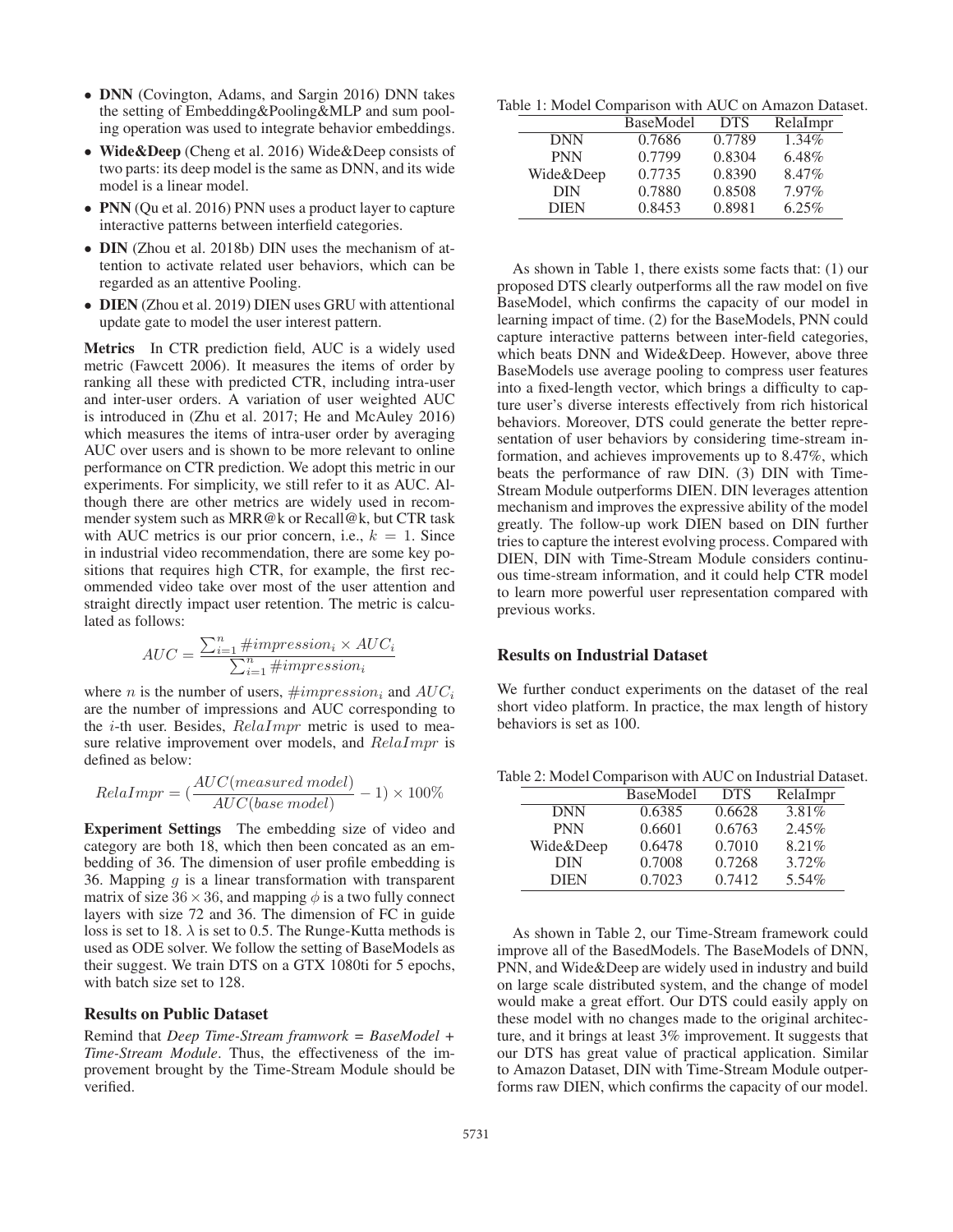- **DNN** (Covington, Adams, and Sargin 2016) DNN takes the setting of Embedding&Pooling&MLP and sum pooling operation was used to integrate behavior embeddings.
- **Wide&Deep** (Cheng et al. 2016) Wide&Deep consists of two parts: its deep model is the same as DNN, and its wide model is a linear model.
- **PNN** (Qu et al. 2016) PNN uses a product layer to capture interactive patterns between interfield categories.
- **DIN** (Zhou et al. 2018b) DIN uses the mechanism of attention to activate related user behaviors, which can be regarded as an attentive Pooling.
- **DIEN** (Zhou et al. 2019) DIEN uses GRU with attentional update gate to model the user interest pattern.

**Metrics** In CTR prediction field, AUC is a widely used metric (Fawcett 2006). It measures the items of order by ranking all these with predicted CTR, including intra-user and inter-user orders. A variation of user weighted AUC is introduced in (Zhu et al. 2017; He and McAuley 2016) which measures the items of intra-user order by averaging AUC over users and is shown to be more relevant to online performance on CTR prediction. We adopt this metric in our experiments. For simplicity, we still refer to it as AUC. Although there are other metrics are widely used in recommender system such as MRR@k or Recall@k, but CTR task with AUC metrics is our prior concern, i.e., $k = 1$. Since in industrial video recommendation, there are some key positions that requires high CTR, for example, the first recommended video take over most of the user attention and straight directly impact user retention. The metric is calculated as follows:

$$AUC = \frac{\sum_{i=1}^{n} \#impression_i \times AUC_i}{\sum_{i=1}^{n} \#impression_i}$$

where $n$ is the number of users, $\#impression_i$ and $AUC_i$ are the number of impressions and AUC corresponding to the $i$-th user. Besides, $RelaImpr$ metric is used to measure relative improvement over models, and $RelaImpr$ is defined as below:

$$RelaImpr = (\frac{AUC(measured\ model)}{AUC(base\ model)} - 1) \times 100\%$$

**Experiment Settings** The embedding size of video and category are both 18, which then been concated as an embedding of 36. The dimension of user profile embedding is 36. Mapping $g$ is a linear transformation with transparent matrix of size $36 \times 36$, and mapping $\phi$ is a two fully connect layers with size 72 and 36. The dimension of FC in guide loss is set to 18. $\lambda$ is set to 0.5. The Runge-Kutta methods is used as ODE solver. We follow the setting of BaseModels as their suggest. We train DTS on a GTX 1080ti for 5 epochs, with batch size set to 128.

## Results on Public Dataset

Remind that *Deep Time-Stream framwork = BaseModel + Time-Stream Module*. Thus, the effectiveness of the improvement brought by the Time-Stream Module should be verified.

Table 1: Model Comparison with AUC on Amazon Dataset.

| | BaseModel | DTS | RelaImpr |
|---|---|---|---|
| DNN | 0.7686 | 0.7789 | 1.34% |
| PNN | 0.7799 | 0.8304 | 6.48% |
| Wide&Deep | 0.7735 | 0.8390 | 8.47% |
| DIN | 0.7880 | 0.8508 | 7.97% |
| DIEN | 0.8453 | 0.8981 | 6.25% |

As shown in Table 1, there exists some facts that: (1) our proposed DTS clearly outperforms all the raw model on five BaseModel, which confirms the capacity of our model in learning impact of time. (2) for the BaseModels, PNN could capture interactive patterns between inter-field categories, which beats DNN and Wide&Deep. However, above three BaseModels use average pooling to compress user features into a fixed-length vector, which brings a difficulty to capture user's diverse interests effectively from rich historical behaviors. Moreover, DTS could generate the better representation of user behaviors by considering time-stream information, and achieves improvements up to 8.47%, which beats the performance of raw DIN. (3) DIN with Time-Stream Module outperforms DIEN. DIN leverages attention mechanism and improves the expressive ability of the model greatly. The follow-up work DIEN based on DIN further tries to capture the interest evolving process. Compared with DIEN, DIN with Time-Stream Module considers continuous time-stream information, and it could help CTR model to learn more powerful user representation compared with previous works.

## Results on Industrial Dataset

We further conduct experiments on the dataset of the real short video platform. In practice, the max length of history behaviors is set as 100.

Table 2: Model Comparison with AUC on Industrial Dataset.

| | BaseModel | DTS | RelaImpr |
|---|---|---|---|
| DNN | 0.6385 | 0.6628 | 3.81% |
| PNN | 0.6601 | 0.6763 | 2.45% |
| Wide&Deep | 0.6478 | 0.7010 | 8.21% |
| DIN | 0.7008 | 0.7268 | 3.72% |
| DIEN | 0.7023 | 0.7412 | 5.54% |

As shown in Table 2, our Time-Stream framework could improve all of the BasedModels. The BaseModels of DNN, PNN, and Wide&Deep are widely used in industry and build on large scale distributed system, and the change of model would make a great effort. Our DTS could easily apply on these model with no changes made to the original architecture, and it brings at least 3% improvement. It suggests that our DTS has great value of practical application. Similar to Amazon Dataset, DIN with Time-Stream Module outperforms raw DIEN, which confirms the capacity of our model.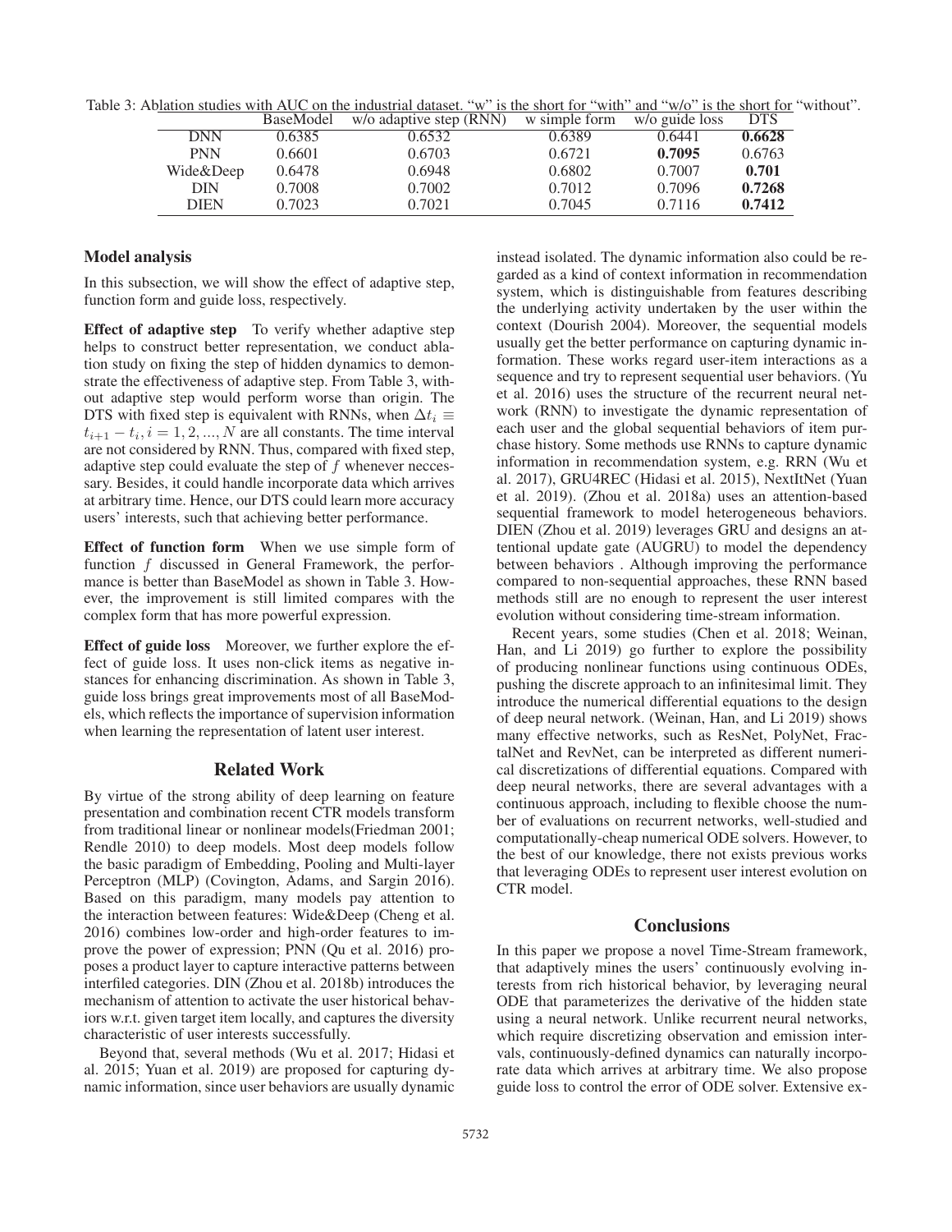Table 3: Ablation studies with AUC on the industrial dataset. "w" is the short for "with" and "w/o" is the short for "without".

| | BaseModel | w/o adaptive step (RNN) | w simple form | w/o guide loss | DTS |
|---|---|---|---|---|---|
| DNN | 0.6385 | 0.6532 | 0.6389 | 0.6441 | **0.6628** |
| PNN | 0.6601 | 0.6703 | 0.6721 | **0.7095** | 0.6763 |
| Wide&Deep | 0.6478 | 0.6948 | 0.6802 | 0.7007 | **0.701** |
| DIN | 0.7008 | 0.7002 | 0.7012 | 0.7096 | **0.7268** |
| DIEN | 0.7023 | 0.7021 | 0.7045 | 0.7116 | **0.7412** |

### Model analysis

In this subsection, we will show the effect of adaptive step, function form and guide loss, respectively.

**Effect of adaptive step** To verify whether adaptive step helps to construct better representation, we conduct ablation study on fixing the step of hidden dynamics to demonstrate the effectiveness of adaptive step. From Table 3, without adaptive step would perform worse than origin. The DTS with fixed step is equivalent with RNNs, when $\Delta t_i \equiv t_{i+1} - t_i, i = 1, 2, ..., N$ are all constants. The time interval are not considered by RNN. Thus, compared with fixed step, adaptive step could evaluate the step of $f$ whenever neccessary. Besides, it could handle incorporate data which arrives at arbitrary time. Hence, our DTS could learn more accuracy users' interests, such that achieving better performance.

**Effect of function form** When we use simple form of function $f$ discussed in General Framework, the performance is better than BaseModel as shown in Table 3. However, the improvement is still limited compares with the complex form that has more powerful expression.

**Effect of guide loss** Moreover, we further explore the effect of guide loss. It uses non-click items as negative instances for enhancing discrimination. As shown in Table 3, guide loss brings great improvements most of all BaseModels, which reflects the importance of supervision information when learning the representation of latent user interest.

## Related Work

By virtue of the strong ability of deep learning on feature presentation and combination recent CTR models transform from traditional linear or nonlinear models(Friedman 2001; Rendle 2010) to deep models. Most deep models follow the basic paradigm of Embedding, Pooling and Multi-layer Perceptron (MLP) (Covington, Adams, and Sargin 2016). Based on this paradigm, many models pay attention to the interaction between features: Wide&Deep (Cheng et al. 2016) combines low-order and high-order features to improve the power of expression; PNN (Qu et al. 2016) proposes a product layer to capture interactive patterns between interfiled categories. DIN (Zhou et al. 2018b) introduces the mechanism of attention to activate the user historical behaviors w.r.t. given target item locally, and captures the diversity characteristic of user interests successfully.

Beyond that, several methods (Wu et al. 2017; Hidasi et al. 2015; Yuan et al. 2019) are proposed for capturing dynamic information, since user behaviors are usually dynamic instead isolated. The dynamic information also could be regarded as a kind of context information in recommendation system, which is distinguishable from features describing the underlying activity undertaken by the user within the context (Dourish 2004). Moreover, the sequential models usually get the better performance on capturing dynamic information. These works regard user-item interactions as a sequence and try to represent sequential user behaviors. (Yu et al. 2016) uses the structure of the recurrent neural network (RNN) to investigate the dynamic representation of each user and the global sequential behaviors of item purchase history. Some methods use RNNs to capture dynamic information in recommendation system, e.g. RRN (Wu et al. 2017), GRU4REC (Hidasi et al. 2015), NextItNet (Yuan et al. 2019). (Zhou et al. 2018a) uses an attention-based sequential framework to model heterogeneous behaviors. DIEN (Zhou et al. 2019) leverages GRU and designs an attentional update gate (AUGRU) to model the dependency between behaviors . Although improving the performance compared to non-sequential approaches, these RNN based methods still are no enough to represent the user interest evolution without considering time-stream information.

Recent years, some studies (Chen et al. 2018; Weinan, Han, and Li 2019) go further to explore the possibility of producing nonlinear functions using continuous ODEs, pushing the discrete approach to an infinitesimal limit. They introduce the numerical differential equations to the design of deep neural network. (Weinan, Han, and Li 2019) shows many effective networks, such as ResNet, PolyNet, FractalNet and RevNet, can be interpreted as different numerical discretizations of differential equations. Compared with deep neural networks, there are several advantages with a continuous approach, including to flexible choose the number of evaluations on recurrent networks, well-studied and computationally-cheap numerical ODE solvers. However, to the best of our knowledge, there not exists previous works that leveraging ODEs to represent user interest evolution on CTR model.

## Conclusions

In this paper we propose a novel Time-Stream framework, that adaptively mines the users' continuously evolving interests from rich historical behavior, by leveraging neural ODE that parameterizes the derivative of the hidden state using a neural network. Unlike recurrent neural networks, which require discretizing observation and emission intervals, continuously-defined dynamics can naturally incorporate data which arrives at arbitrary time. We also propose guide loss to control the error of ODE solver. Extensive ex-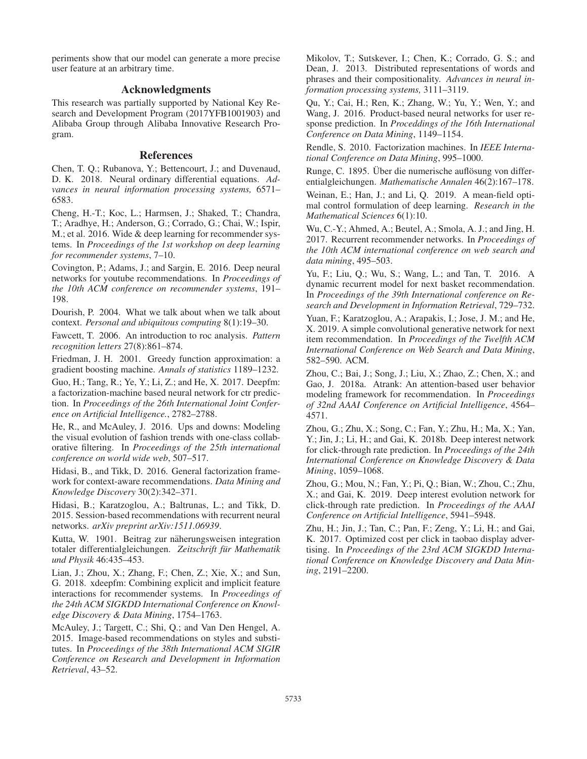periments show that our model can generate a more precise user feature at an arbitrary time.

## Acknowledgments

This research was partially supported by National Key Research and Development Program (2017YFB1001903) and Alibaba Group through Alibaba Innovative Research Program.

## References

Chen, T. Q.; Rubanova, Y.; Bettencourt, J.; and Duvenaud, D. K. 2018. Neural ordinary differential equations. *Advances in neural information processing systems,* 6571–6583.

Cheng, H.-T.; Koc, L.; Harmsen, J.; Shaked, T.; Chandra, T.; Aradhye, H.; Anderson, G.; Corrado, G.; Chai, W.; Ispir, M.; et al. 2016. Wide & deep learning for recommender systems. In *Proceedings of the 1st workshop on deep learning for recommender systems*, 7–10.

Covington, P.; Adams, J.; and Sargin, E. 2016. Deep neural networks for youtube recommendations. In *Proceedings of the 10th ACM conference on recommender systems*, 191–198.

Dourish, P. 2004. What we talk about when we talk about context. *Personal and ubiquitous computing* 8(1):19–30.

Fawcett, T. 2006. An introduction to roc analysis. *Pattern recognition letters* 27(8):861–874.

Friedman, J. H. 2001. Greedy function approximation: a gradient boosting machine. *Annals of statistics* 1189–1232.

Guo, H.; Tang, R.; Ye, Y.; Li, Z.; and He, X. 2017. Deepfm: a factorization-machine based neural network for ctr prediction. In *Proceedings of the 26th International Joint Conference on Artificial Intelligence.*, 2782–2788.

He, R., and McAuley, J. 2016. Ups and downs: Modeling the visual evolution of fashion trends with one-class collaborative filtering. In *Proceedings of the 25th international conference on world wide web*, 507–517.

Hidasi, B., and Tikk, D. 2016. General factorization framework for context-aware recommendations. *Data Mining and Knowledge Discovery* 30(2):342–371.

Hidasi, B.; Karatzoglou, A.; Baltrunas, L.; and Tikk, D. 2015. Session-based recommendations with recurrent neural networks. *arXiv preprint arXiv:1511.06939*.

Kutta, W. 1901. Beitrag zur näherungsweisen integration totaler differentialgleichungen. *Zeitschrift für Mathematik und Physik* 46:435–453.

Lian, J.; Zhou, X.; Zhang, F.; Chen, Z.; Xie, X.; and Sun, G. 2018. xdeepfm: Combining explicit and implicit feature interactions for recommender systems. In *Proceedings of the 24th ACM SIGKDD International Conference on Knowledge Discovery & Data Mining*, 1754–1763.

McAuley, J.; Targett, C.; Shi, Q.; and Van Den Hengel, A. 2015. Image-based recommendations on styles and substitutes. In *Proceedings of the 38th International ACM SIGIR Conference on Research and Development in Information Retrieval*, 43–52.

Mikolov, T.; Sutskever, I.; Chen, K.; Corrado, G. S.; and Dean, J. 2013. Distributed representations of words and phrases and their compositionality. *Advances in neural information processing systems,* 3111–3119.

Qu, Y.; Cai, H.; Ren, K.; Zhang, W.; Yu, Y.; Wen, Y.; and Wang, J. 2016. Product-based neural networks for user response prediction. In *Proceddings of the 16th International Conference on Data Mining*, 1149–1154.

Rendle, S. 2010. Factorization machines. In *IEEE International Conference on Data Mining*, 995–1000.

Runge, C. 1895. Über die numerische auflösung von differentialgleichungen. *Mathematische Annalen* 46(2):167–178.

Weinan, E.; Han, J.; and Li, Q. 2019. A mean-field optimal control formulation of deep learning. *Research in the Mathematical Sciences* 6(1):10.

Wu, C.-Y.; Ahmed, A.; Beutel, A.; Smola, A. J.; and Jing, H. 2017. Recurrent recommender networks. In *Proceedings of the 10th ACM international conference on web search and data mining*, 495–503.

Yu, F.; Liu, Q.; Wu, S.; Wang, L.; and Tan, T. 2016. A dynamic recurrent model for next basket recommendation. In *Proceedings of the 39th International conference on Research and Development in Information Retrieval*, 729–732.

Yuan, F.; Karatzoglou, A.; Arapakis, I.; Jose, J. M.; and He, X. 2019. A simple convolutional generative network for next item recommendation. In *Proceedings of the Twelfth ACM International Conference on Web Search and Data Mining*, 582–590. ACM.

Zhou, C.; Bai, J.; Song, J.; Liu, X.; Zhao, Z.; Chen, X.; and Gao, J. 2018a. Atrank: An attention-based user behavior modeling framework for recommendation. In *Proceedings of 32nd AAAI Conference on Artificial Intelligence*, 4564–4571.

Zhou, G.; Zhu, X.; Song, C.; Fan, Y.; Zhu, H.; Ma, X.; Yan, Y.; Jin, J.; Li, H.; and Gai, K. 2018b. Deep interest network for click-through rate prediction. In *Proceedings of the 24th International Conference on Knowledge Discovery & Data Mining*, 1059–1068.

Zhou, G.; Mou, N.; Fan, Y.; Pi, Q.; Bian, W.; Zhou, C.; Zhu, X.; and Gai, K. 2019. Deep interest evolution network for click-through rate prediction. In *Proceedings of the AAAI Conference on Artificial Intelligence*, 5941–5948.

Zhu, H.; Jin, J.; Tan, C.; Pan, F.; Zeng, Y.; Li, H.; and Gai, K. 2017. Optimized cost per click in taobao display advertising. In *Proceedings of the 23rd ACM SIGKDD International Conference on Knowledge Discovery and Data Mining*, 2191–2200.